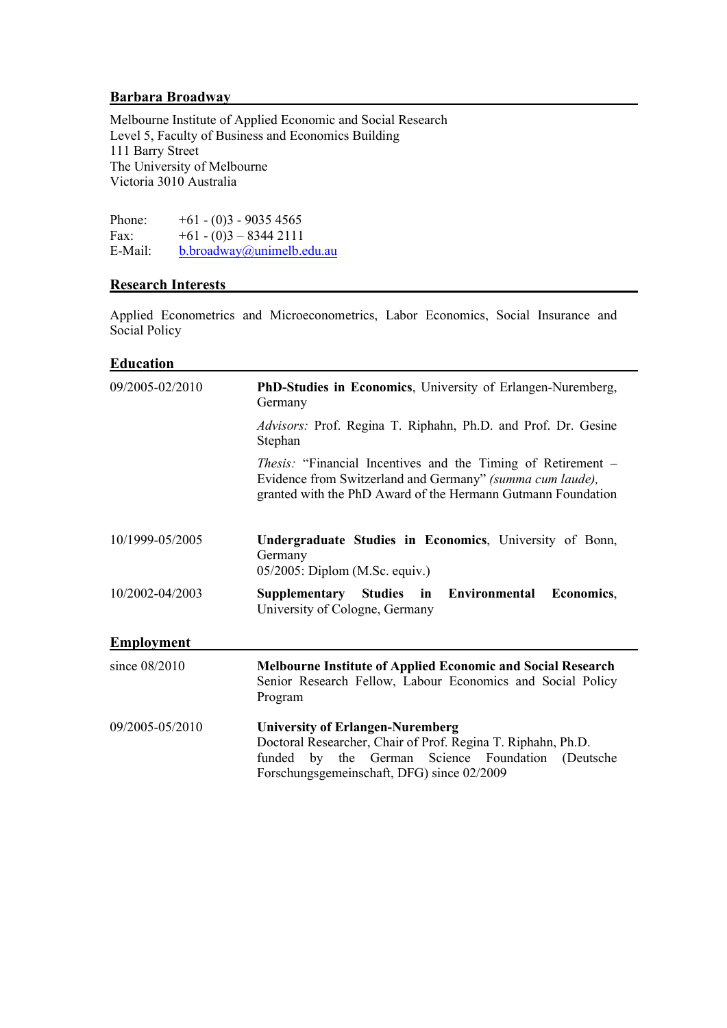## Barbara Broadway

Melbourne Institute of Applied Economic and Social Research
Level 5, Faculty of Business and Economics Building
111 Barry Street
The University of Melbourne
Victoria 3010 Australia

Phone: +61 - (0)3 - 9035 4565
Fax: +61 - (0)3 – 8344 2111
E-Mail: b.broadway@unimelb.edu.au

## Research Interests

Applied Econometrics and Microeconometrics, Labor Economics, Social Insurance and Social Policy

## Education

| | |
|---|---|
| 09/2005-02/2010 | **PhD-Studies in Economics**, University of Erlangen-Nuremberg, Germany<br><br>*Advisors:* Prof. Regina T. Riphahn, Ph.D. and Prof. Dr. Gesine Stephan<br><br>*Thesis:* "Financial Incentives and the Timing of Retirement – Evidence from Switzerland and Germany" *(summa cum laude),* granted with the PhD Award of the Hermann Gutmann Foundation |
| 10/1999-05/2005 | **Undergraduate Studies in Economics**, University of Bonn, Germany<br>05/2005: Diplom (M.Sc. equiv.) |
| 10/2002-04/2003 | **Supplementary Studies in Environmental Economics**, University of Cologne, Germany |

## Employment

| | |
|---|---|
| since 08/2010 | **Melbourne Institute of Applied Economic and Social Research**<br>Senior Research Fellow, Labour Economics and Social Policy Program |
| 09/2005-05/2010 | **University of Erlangen-Nuremberg**<br>Doctoral Researcher, Chair of Prof. Regina T. Riphahn, Ph.D.<br>funded by the German Science Foundation (Deutsche Forschungsgemeinschaft, DFG) since 02/2009 |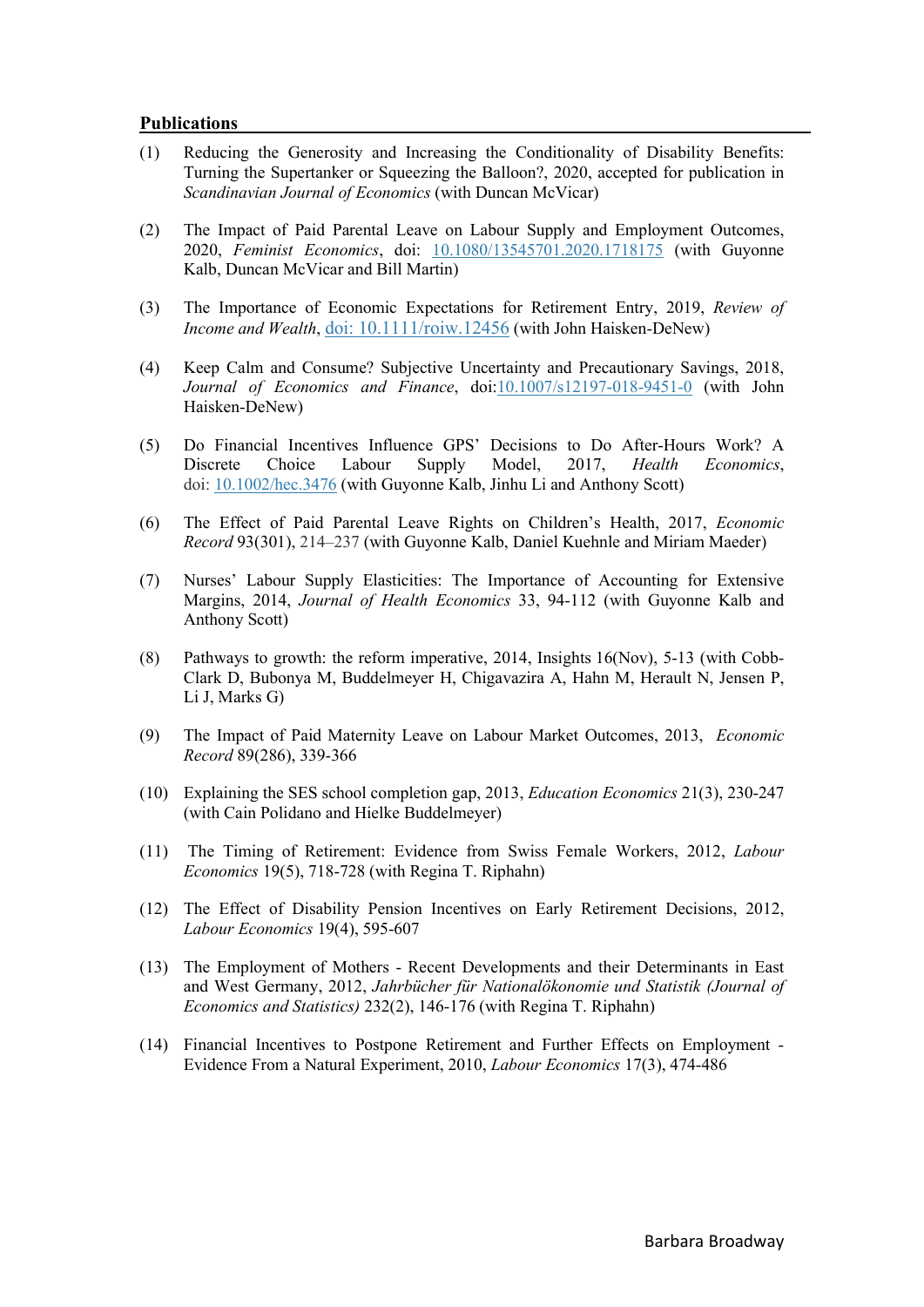## Publications

(1) Reducing the Generosity and Increasing the Conditionality of Disability Benefits: Turning the Supertanker or Squeezing the Balloon?, 2020, accepted for publication in *Scandinavian Journal of Economics* (with Duncan McVicar)

(2) The Impact of Paid Parental Leave on Labour Supply and Employment Outcomes, 2020, *Feminist Economics*, doi: 10.1080/13545701.2020.1718175 (with Guyonne Kalb, Duncan McVicar and Bill Martin)

(3) The Importance of Economic Expectations for Retirement Entry, 2019, *Review of Income and Wealth*, doi: 10.1111/roiw.12456 (with John Haisken-DeNew)

(4) Keep Calm and Consume? Subjective Uncertainty and Precautionary Savings, 2018, *Journal of Economics and Finance*, doi:10.1007/s12197-018-9451-0 (with John Haisken-DeNew)

(5) Do Financial Incentives Influence GPS' Decisions to Do After-Hours Work? A Discrete Choice Labour Supply Model, 2017, *Health Economics*, doi: 10.1002/hec.3476 (with Guyonne Kalb, Jinhu Li and Anthony Scott)

(6) The Effect of Paid Parental Leave Rights on Children's Health, 2017, *Economic Record* 93(301), 214–237 (with Guyonne Kalb, Daniel Kuehnle and Miriam Maeder)

(7) Nurses' Labour Supply Elasticities: The Importance of Accounting for Extensive Margins, 2014, *Journal of Health Economics* 33, 94-112 (with Guyonne Kalb and Anthony Scott)

(8) Pathways to growth: the reform imperative, 2014, Insights 16(Nov), 5-13 (with Cobb-Clark D, Bubonya M, Buddelmeyer H, Chigavazira A, Hahn M, Herault N, Jensen P, Li J, Marks G)

(9) The Impact of Paid Maternity Leave on Labour Market Outcomes, 2013, *Economic Record* 89(286), 339-366

(10) Explaining the SES school completion gap, 2013, *Education Economics* 21(3), 230-247 (with Cain Polidano and Hielke Buddelmeyer)

(11) The Timing of Retirement: Evidence from Swiss Female Workers, 2012, *Labour Economics* 19(5), 718-728 (with Regina T. Riphahn)

(12) The Effect of Disability Pension Incentives on Early Retirement Decisions, 2012, *Labour Economics* 19(4), 595-607

(13) The Employment of Mothers - Recent Developments and their Determinants in East and West Germany, 2012, *Jahrbücher für Nationalökonomie und Statistik (Journal of Economics and Statistics)* 232(2), 146-176 (with Regina T. Riphahn)

(14) Financial Incentives to Postpone Retirement and Further Effects on Employment - Evidence From a Natural Experiment, 2010, *Labour Economics* 17(3), 474-486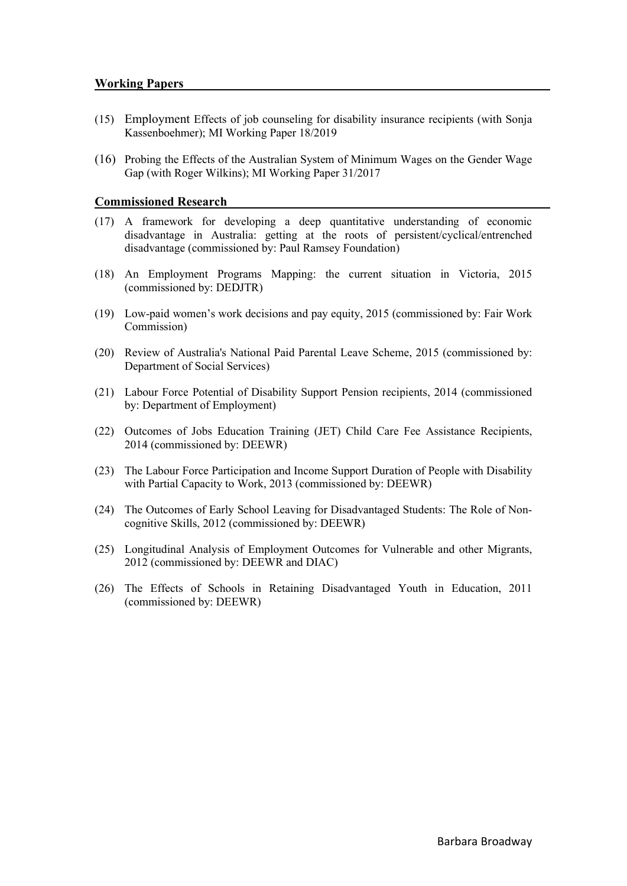## Working Papers

(15) Employment Effects of job counseling for disability insurance recipients (with Sonja Kassenboehmer); MI Working Paper 18/2019

(16) Probing the Effects of the Australian System of Minimum Wages on the Gender Wage Gap (with Roger Wilkins); MI Working Paper 31/2017

## Commissioned Research

(17) A framework for developing a deep quantitative understanding of economic disadvantage in Australia: getting at the roots of persistent/cyclical/entrenched disadvantage (commissioned by: Paul Ramsey Foundation)

(18) An Employment Programs Mapping: the current situation in Victoria, 2015 (commissioned by: DEDJTR)

(19) Low-paid women's work decisions and pay equity, 2015 (commissioned by: Fair Work Commission)

(20) Review of Australia's National Paid Parental Leave Scheme, 2015 (commissioned by: Department of Social Services)

(21) Labour Force Potential of Disability Support Pension recipients, 2014 (commissioned by: Department of Employment)

(22) Outcomes of Jobs Education Training (JET) Child Care Fee Assistance Recipients, 2014 (commissioned by: DEEWR)

(23) The Labour Force Participation and Income Support Duration of People with Disability with Partial Capacity to Work, 2013 (commissioned by: DEEWR)

(24) The Outcomes of Early School Leaving for Disadvantaged Students: The Role of Non-cognitive Skills, 2012 (commissioned by: DEEWR)

(25) Longitudinal Analysis of Employment Outcomes for Vulnerable and other Migrants, 2012 (commissioned by: DEEWR and DIAC)

(26) The Effects of Schools in Retaining Disadvantaged Youth in Education, 2011 (commissioned by: DEEWR)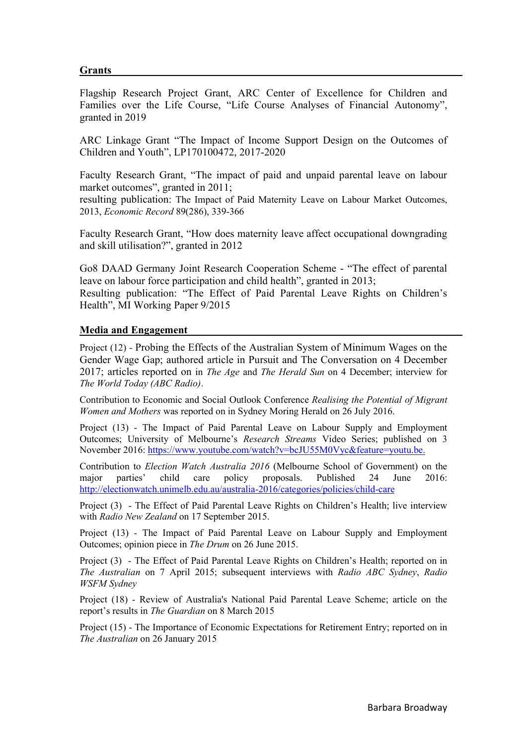## Grants

Flagship Research Project Grant, ARC Center of Excellence for Children and Families over the Life Course, "Life Course Analyses of Financial Autonomy", granted in 2019

ARC Linkage Grant "The Impact of Income Support Design on the Outcomes of Children and Youth", LP170100472, 2017-2020

Faculty Research Grant, "The impact of paid and unpaid parental leave on labour market outcomes", granted in 2011;
resulting publication: The Impact of Paid Maternity Leave on Labour Market Outcomes, 2013, *Economic Record* 89(286), 339-366

Faculty Research Grant, "How does maternity leave affect occupational downgrading and skill utilisation?", granted in 2012

Go8 DAAD Germany Joint Research Cooperation Scheme - "The effect of parental leave on labour force participation and child health", granted in 2013;
Resulting publication: "The Effect of Paid Parental Leave Rights on Children's Health", MI Working Paper 9/2015

## Media and Engagement

Project (12) - Probing the Effects of the Australian System of Minimum Wages on the Gender Wage Gap; authored article in Pursuit and The Conversation on 4 December 2017; articles reported on in *The Age* and *The Herald Sun* on 4 December; interview for *The World Today (ABC Radio)*.

Contribution to Economic and Social Outlook Conference *Realising the Potential of Migrant Women and Mothers* was reported on in Sydney Moring Herald on 26 July 2016.

Project (13) - The Impact of Paid Parental Leave on Labour Supply and Employment Outcomes; University of Melbourne's *Research Streams* Video Series; published on 3 November 2016: https://www.youtube.com/watch?v=bcJU55M0Vyc&feature=youtu.be.

Contribution to *Election Watch Australia 2016* (Melbourne School of Government) on the major parties' child care policy proposals. Published 24 June 2016: http://electionwatch.unimelb.edu.au/australia-2016/categories/policies/child-care

Project (3) - The Effect of Paid Parental Leave Rights on Children's Health; live interview with *Radio New Zealand* on 17 September 2015.

Project (13) - The Impact of Paid Parental Leave on Labour Supply and Employment Outcomes; opinion piece in *The Drum* on 26 June 2015.

Project (3) - The Effect of Paid Parental Leave Rights on Children's Health; reported on in *The Australian* on 7 April 2015; subsequent interviews with *Radio ABC Sydney*, *Radio WSFM Sydney*

Project (18) - Review of Australia's National Paid Parental Leave Scheme; article on the report's results in *The Guardian* on 8 March 2015

Project (15) - The Importance of Economic Expectations for Retirement Entry; reported on in *The Australian* on 26 January 2015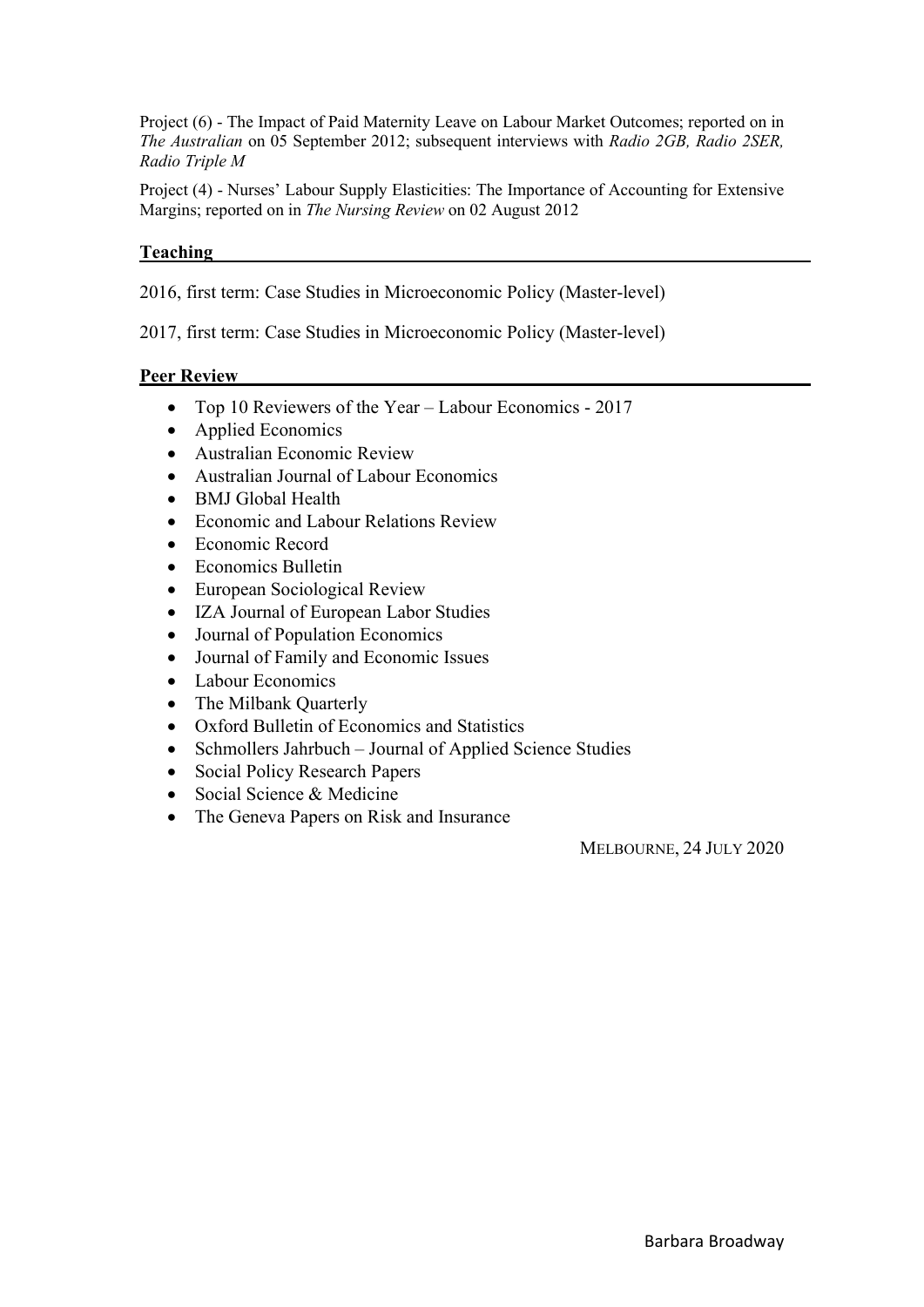Project (6) - The Impact of Paid Maternity Leave on Labour Market Outcomes; reported on in *The Australian* on 05 September 2012; subsequent interviews with *Radio 2GB, Radio 2SER, Radio Triple M*

Project (4) - Nurses' Labour Supply Elasticities: The Importance of Accounting for Extensive Margins; reported on in *The Nursing Review* on 02 August 2012

## Teaching

2016, first term: Case Studies in Microeconomic Policy (Master-level)

2017, first term: Case Studies in Microeconomic Policy (Master-level)

## Peer Review

- Top 10 Reviewers of the Year – Labour Economics - 2017
- Applied Economics
- Australian Economic Review
- Australian Journal of Labour Economics
- BMJ Global Health
- Economic and Labour Relations Review
- Economic Record
- Economics Bulletin
- European Sociological Review
- IZA Journal of European Labor Studies
- Journal of Population Economics
- Journal of Family and Economic Issues
- Labour Economics
- The Milbank Quarterly
- Oxford Bulletin of Economics and Statistics
- Schmollers Jahrbuch – Journal of Applied Science Studies
- Social Policy Research Papers
- Social Science & Medicine
- The Geneva Papers on Risk and Insurance

MELBOURNE, 24 JULY 2020